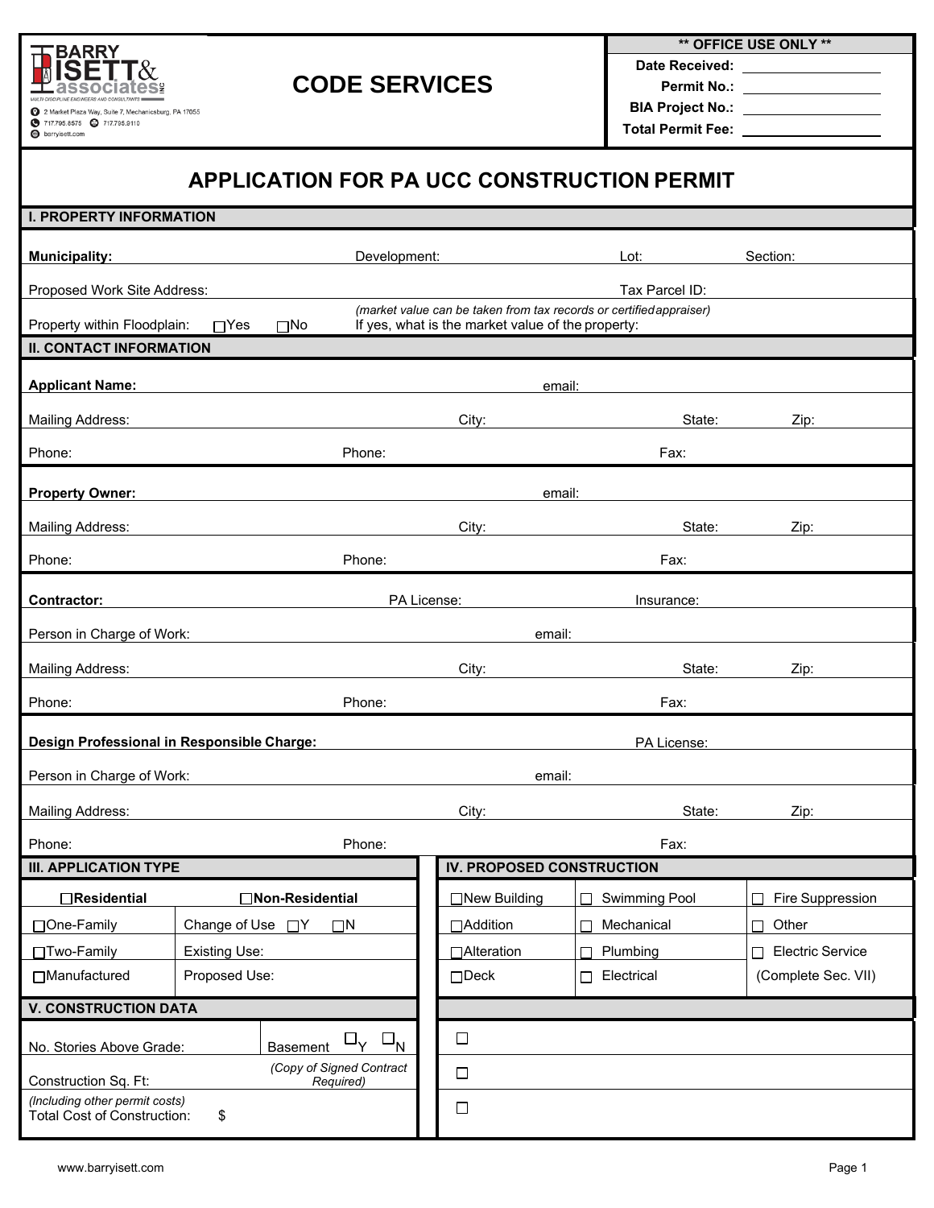BARRY ISETT & associates INC

MULTI-DISCIPLINE ENGINEERS AND CONSULTANTS

2 Market Plaza Way, Suite 7, Mechanicsburg, PA 17055
717.795.8575 717.795.9110
barryisett.com

# CODE SERVICES

| ** OFFICE USE ONLY ** | |
|---|---|
| Date Received: | |
| Permit No.: | |
| BIA Project No.: | |
| Total Permit Fee: | |

# APPLICATION FOR PA UCC CONSTRUCTION PERMIT

## I. PROPERTY INFORMATION

**Municipality:** Development: Lot: Section:

Proposed Work Site Address: Tax Parcel ID:

Property within Floodplain: ☐Yes ☐No

*(market value can be taken from tax records or certified appraiser)*
If yes, what is the market value of the property:

## II. CONTACT INFORMATION

**Applicant Name:** email:

Mailing Address: City: State: Zip:

Phone: Phone: Fax:

**Property Owner:** email:

Mailing Address: City: State: Zip:

Phone: Phone: Fax:

**Contractor:** PA License: Insurance:

Person in Charge of Work: email:

Mailing Address: City: State: Zip:

Phone: Phone: Fax:

**Design Professional in Responsible Charge:** PA License:

Person in Charge of Work: email:

Mailing Address: City: State: Zip:

Phone: Phone: Fax:

## III. APPLICATION TYPE

| ☐**Residential** | ☐**Non-Residential** |
|---|---|
| ☐One-Family | Change of Use ☐Y ☐N |
| ☐Two-Family | Existing Use: |
| ☐Manufactured | Proposed Use: |

## IV. PROPOSED CONSTRUCTION

| | | |
|---|---|---|
| ☐New Building | ☐ Swimming Pool | ☐ Fire Suppression |
| ☐Addition | ☐ Mechanical | ☐ Other |
| ☐Alteration | ☐ Plumbing | ☐ Electric Service |
| ☐Deck | ☐ Electrical | (Complete Sec. VII) |

☐

☐

☐

## V. CONSTRUCTION DATA

| | |
|---|---|
| No. Stories Above Grade: | Basement ☐Y ☐N |
| Construction Sq. Ft: | *(Copy of Signed Contract Required)* |
| *(Including other permit costs)* Total Cost of Construction: $ | |

www.barryisett.com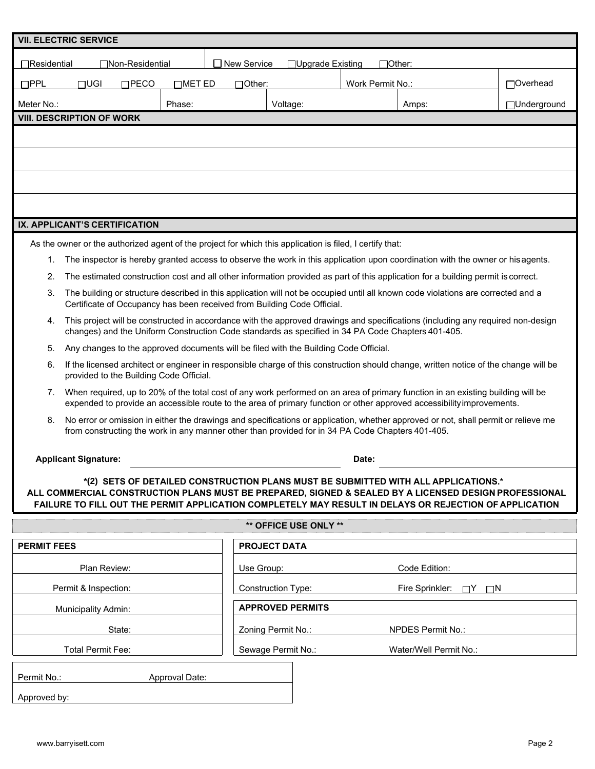## VII. ELECTRIC SERVICE

| | | | | | | |
|---|---|---|---|---|---|---|
| ☐Residential ☐Non-Residential | | ☐ New Service ☐Upgrade Existing ☐Other: | | | | |
| ☐PPL ☐UGI ☐PECO ☐MET ED ☐Other: | | | Work Permit No.: | | | ☐Overhead |
| Meter No.: | Phase: | | Voltage: | | Amps: | ☐Underground |

## VIII. DESCRIPTION OF WORK

## IX. APPLICANT'S CERTIFICATION

As the owner or the authorized agent of the project for which this application is filed, I certify that:

1. The inspector is hereby granted access to observe the work in this application upon coordination with the owner or his agents.
2. The estimated construction cost and all other information provided as part of this application for a building permit is correct.
3. The building or structure described in this application will not be occupied until all known code violations are corrected and a Certificate of Occupancy has been received from Building Code Official.
4. This project will be constructed in accordance with the approved drawings and specifications (including any required non-design changes) and the Uniform Construction Code standards as specified in 34 PA Code Chapters 401-405.
5. Any changes to the approved documents will be filed with the Building Code Official.
6. If the licensed architect or engineer in responsible charge of this construction should change, written notice of the change will be provided to the Building Code Official.
7. When required, up to 20% of the total cost of any work performed on an area of primary function in an existing building will be expended to provide an accessible route to the area of primary function or other approved accessibility improvements.
8. No error or omission in either the drawings and specifications or application, whether approved or not, shall permit or relieve me from constructing the work in any manner other than provided for in 34 PA Code Chapters 401-405.

**Applicant Signature:** ______________________ **Date:** ______________________

**\*(2) SETS OF DETAILED CONSTRUCTION PLANS MUST BE SUBMITTED WITH ALL APPLICATIONS.\***
**ALL COMMERCIAL CONSTRUCTION PLANS MUST BE PREPARED, SIGNED & SEALED BY A LICENSED DESIGN PROFESSIONAL**
**FAILURE TO FILL OUT THE PERMIT APPLICATION COMPLETELY MAY RESULT IN DELAYS OR REJECTION OF APPLICATION**

**\*\* OFFICE USE ONLY \*\***

| PERMIT FEES | |
|---|---|
| Plan Review: | |
| Permit & Inspection: | |
| Municipality Admin: | |
| State: | |
| Total Permit Fee: | |

| PROJECT DATA | |
|---|---|
| Use Group: | Code Edition: |
| Construction Type: | Fire Sprinkler: ☐Y ☐N |

| APPROVED PERMITS | |
|---|---|
| Zoning Permit No.: | NPDES Permit No.: |
| Sewage Permit No.: | Water/Well Permit No.: |

| | |
|---|---|
| Permit No.: | Approval Date: |
| Approved by: | |

www.barryisett.com